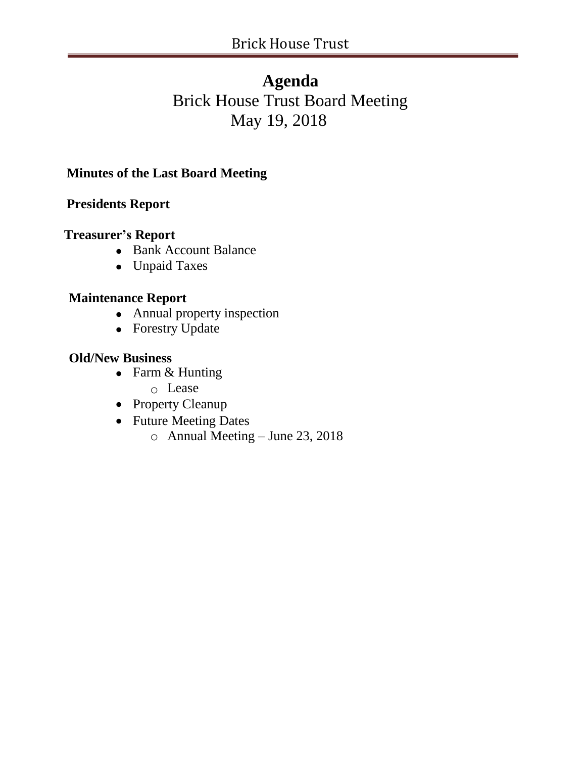# Agenda

Brick House Trust Board Meeting

May 19, 2018

**Minutes of the Last Board Meeting**

**Presidents Report**

**Treasurer's Report**

- Bank Account Balance
- Unpaid Taxes

**Maintenance Report**

- Annual property inspection
- Forestry Update

**Old/New Business**

- Farm & Hunting
  - Lease
- Property Cleanup
- Future Meeting Dates
  - Annual Meeting – June 23, 2018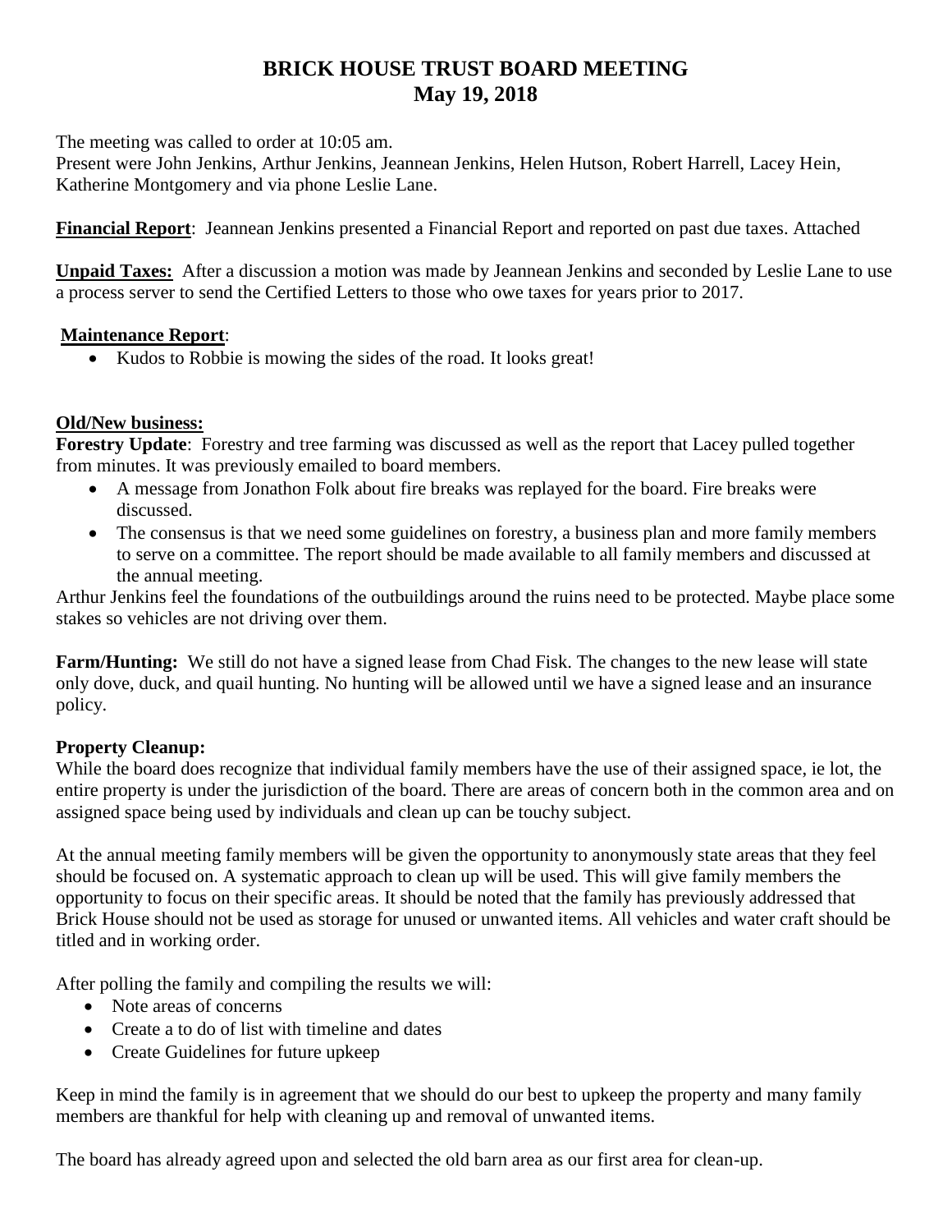# BRICK HOUSE TRUST BOARD MEETING
## May 19, 2018

The meeting was called to order at 10:05 am.
Present were John Jenkins, Arthur Jenkins, Jeannean Jenkins, Helen Hutson, Robert Harrell, Lacey Hein, Katherine Montgomery and via phone Leslie Lane.

**Financial Report**: Jeannean Jenkins presented a Financial Report and reported on past due taxes. Attached

**Unpaid Taxes:** After a discussion a motion was made by Jeannean Jenkins and seconded by Leslie Lane to use a process server to send the Certified Letters to those who owe taxes for years prior to 2017.

**Maintenance Report**:

- Kudos to Robbie is mowing the sides of the road. It looks great!

**Old/New business:**

**Forestry Update**: Forestry and tree farming was discussed as well as the report that Lacey pulled together from minutes. It was previously emailed to board members.

- A message from Jonathon Folk about fire breaks was replayed for the board. Fire breaks were discussed.
- The consensus is that we need some guidelines on forestry, a business plan and more family members to serve on a committee. The report should be made available to all family members and discussed at the annual meeting.

Arthur Jenkins feel the foundations of the outbuildings around the ruins need to be protected. Maybe place some stakes so vehicles are not driving over them.

**Farm/Hunting:** We still do not have a signed lease from Chad Fisk. The changes to the new lease will state only dove, duck, and quail hunting. No hunting will be allowed until we have a signed lease and an insurance policy.

**Property Cleanup:**

While the board does recognize that individual family members have the use of their assigned space, ie lot, the entire property is under the jurisdiction of the board. There are areas of concern both in the common area and on assigned space being used by individuals and clean up can be touchy subject.

At the annual meeting family members will be given the opportunity to anonymously state areas that they feel should be focused on. A systematic approach to clean up will be used. This will give family members the opportunity to focus on their specific areas. It should be noted that the family has previously addressed that Brick House should not be used as storage for unused or unwanted items. All vehicles and water craft should be titled and in working order.

After polling the family and compiling the results we will:

- Note areas of concerns
- Create a to do of list with timeline and dates
- Create Guidelines for future upkeep

Keep in mind the family is in agreement that we should do our best to upkeep the property and many family members are thankful for help with cleaning up and removal of unwanted items.

The board has already agreed upon and selected the old barn area as our first area for clean-up.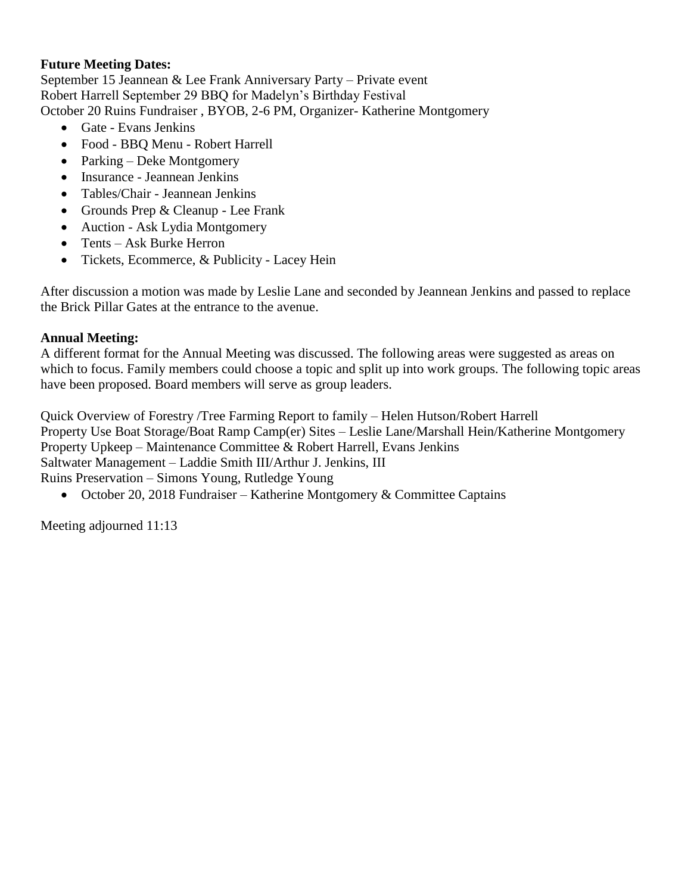**Future Meeting Dates:**
September 15 Jeannean & Lee Frank Anniversary Party – Private event
Robert Harrell September 29 BBQ for Madelyn's Birthday Festival
October 20 Ruins Fundraiser , BYOB, 2-6 PM, Organizer- Katherine Montgomery

- Gate - Evans Jenkins
- Food - BBQ Menu - Robert Harrell
- Parking – Deke Montgomery
- Insurance - Jeannean Jenkins
- Tables/Chair - Jeannean Jenkins
- Grounds Prep & Cleanup - Lee Frank
- Auction - Ask Lydia Montgomery
- Tents – Ask Burke Herron
- Tickets, Ecommerce, & Publicity - Lacey Hein

After discussion a motion was made by Leslie Lane and seconded by Jeannean Jenkins and passed to replace the Brick Pillar Gates at the entrance to the avenue.

**Annual Meeting:**
A different format for the Annual Meeting was discussed. The following areas were suggested as areas on which to focus. Family members could choose a topic and split up into work groups. The following topic areas have been proposed. Board members will serve as group leaders.

Quick Overview of Forestry /Tree Farming Report to family – Helen Hutson/Robert Harrell
Property Use Boat Storage/Boat Ramp Camp(er) Sites – Leslie Lane/Marshall Hein/Katherine Montgomery
Property Upkeep – Maintenance Committee & Robert Harrell, Evans Jenkins
Saltwater Management – Laddie Smith III/Arthur J. Jenkins, III
Ruins Preservation – Simons Young, Rutledge Young

- October 20, 2018 Fundraiser – Katherine Montgomery & Committee Captains

Meeting adjourned 11:13